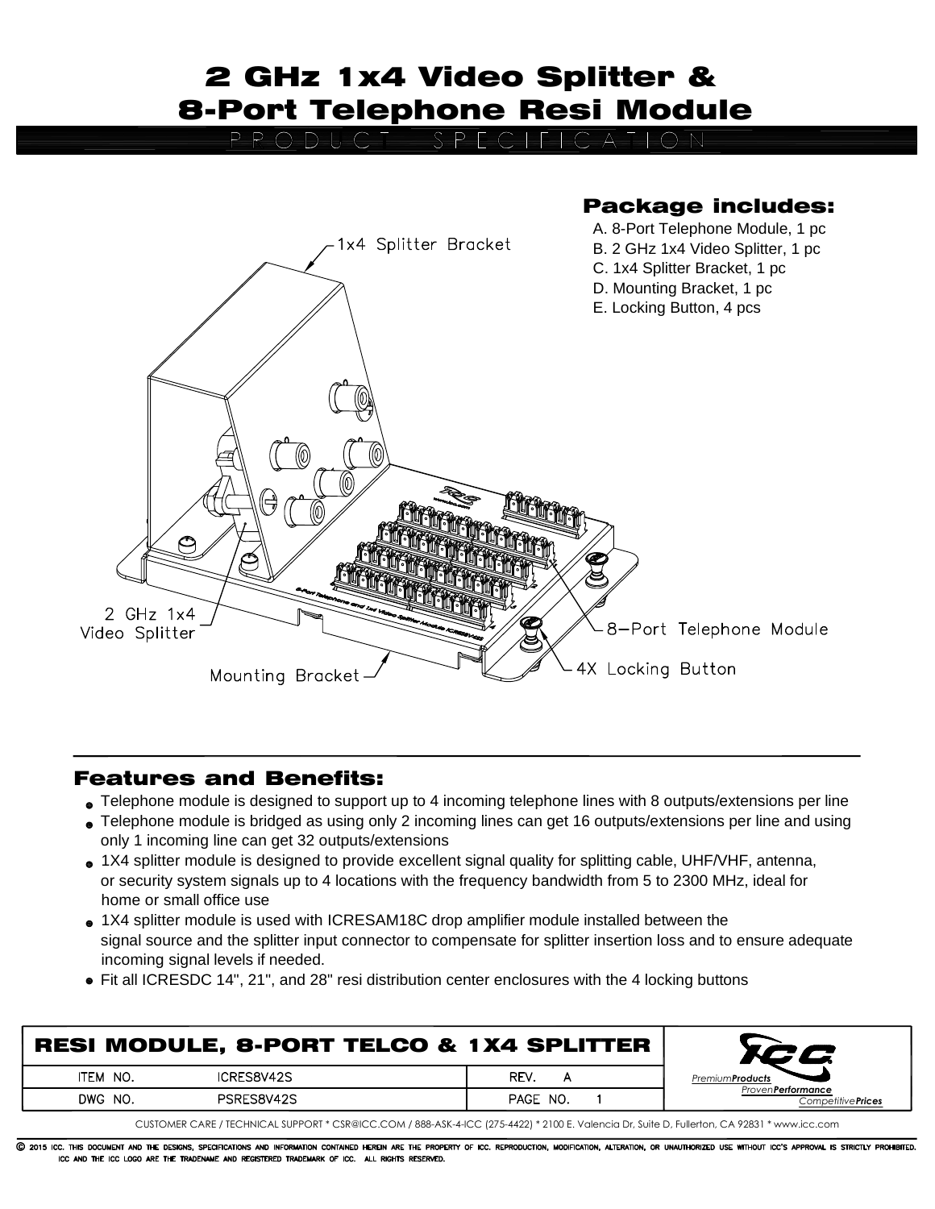# 2 GHz 1x4 Video Splitter & 8-Port Telephone Resi Module

PRODUCT SPECIFICATION

## Package includes:

A. 8-Port Telephone Module, 1 pc
B. 2 GHz 1x4 Video Splitter, 1 pc
C. 1x4 Splitter Bracket, 1 pc
D. Mounting Bracket, 1 pc
E. Locking Button, 4 pcs

1x4 Splitter Bracket

2 GHz 1x4 Video Splitter

Mounting Bracket

8-Port Telephone Module

4X Locking Button

## Features and Benefits:

- Telephone module is designed to support up to 4 incoming telephone lines with 8 outputs/extensions per line
- Telephone module is bridged as using only 2 incoming lines can get 16 outputs/extensions per line and using only 1 incoming line can get 32 outputs/extensions
- 1X4 splitter module is designed to provide excellent signal quality for splitting cable, UHF/VHF, antenna, or security system signals up to 4 locations with the frequency bandwidth from 5 to 2300 MHz, ideal for home or small office use
- 1X4 splitter module is used with ICRESAM18C drop amplifier module installed between the signal source and the splitter input connector to compensate for splitter insertion loss and to ensure adequate incoming signal levels if needed.
- Fit all ICRESDC 14", 21", and 28" resi distribution center enclosures with the 4 locking buttons

| RESI MODULE, 8-PORT TELCO & 1X4 SPLITTER | | | |
|---|---|---|---|
| ITEM NO. | ICRES8V42S | REV. | A |
| DWG NO. | PSRES8V42S | PAGE NO. | 1 |

ICC — *Premium **Products*** / *Proven **Performance*** / *Competitive **Prices***

CUSTOMER CARE / TECHNICAL SUPPORT * CSR@ICC.COM / 888-ASK-4-ICC (275-4422) * 2100 E. Valencia Dr, Suite D, Fullerton, CA 92831 * www.icc.com

© 2015 ICC. THIS DOCUMENT AND THE DESIGNS, SPECIFICATIONS AND INFORMATION CONTAINED HEREIN ARE THE PROPERTY OF ICC. REPRODUCTION, MODIFICATION, ALTERATION, OR UNAUTHORIZED USE WITHOUT ICC'S APPROVAL IS STRICTLY PROHIBITED. ICC AND THE ICC LOGO ARE THE TRADENAME AND REGISTERED TRADEMARK OF ICC. ALL RIGHTS RESERVED.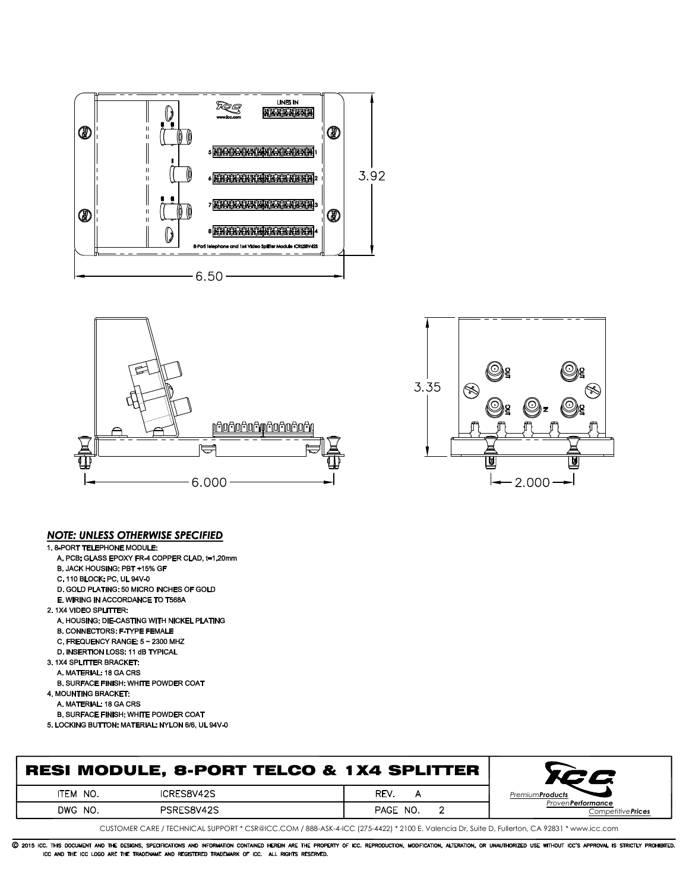LINES IN

www.icc.com

8-Port Telephone and 1x4 Video Splitter Module ICRES8V42S

3.92

6.50

3.35

6.000

2.000

OUT OUT OUT IN OUT

***NOTE: UNLESS OTHERWISE SPECIFIED***

1. 8-PORT TELEPHONE MODULE:
   - A. PCB: GLASS EPOXY FR-4 COPPER CLAD, t=1,20mm
   - B. JACK HOUSING: PBT +15% GF
   - C. 110 BLOCK: PC, UL 94V-0
   - D. GOLD PLATING: 50 MICRO INCHES OF GOLD
   - E. WIRING IN ACCORDANCE TO T568A
2. 1X4 VIDEO SPLITTER:
   - A. HOUSING: DIE-CASTING WITH NICKEL PLATING
   - B. CONNECTORS: F-TYPE FEMALE
   - C. FREQUENCY RANGE: 5 ~ 2300 MHZ
   - D. INSERTION LOSS: 11 dB TYPICAL
3. 1X4 SPLITTER BRACKET:
   - A. MATERIAL: 18 GA CRS
   - B. SURFACE FINISH: WHITE POWDER COAT
4. MOUNTING BRACKET:
   - A. MATERIAL: 18 GA CRS
   - B. SURFACE FINISH: WHITE POWDER COAT
5. LOCKING BUTTON: MATERIAL: NYLON 6/6, UL 94V-0

| RESI MODULE, 8-PORT TELCO & 1X4 SPLITTER | | | ICC |
|---|---|---|---|
| ITEM NO. | ICRES8V42S | REV. A | *Premium**Products*** |
| DWG NO. | PSRES8V42S | PAGE NO. 2 | *Proven**Performance*** *Competitive**Prices*** |

CUSTOMER CARE / TECHNICAL SUPPORT * CSR@ICC.COM / 888-ASK-4-ICC (275-4422) * 2100 E. Valencia Dr, Suite D, Fullerton, CA 92831 * www.icc.com

© 2015 ICC. THIS DOCUMENT AND THE DESIGNS, SPECIFICATIONS AND INFORMATION CONTAINED HEREIN ARE THE PROPERTY OF ICC. REPRODUCTION, MODIFICATION, ALTERATION, OR UNAUTHORIZED USE WITHOUT ICC'S APPROVAL IS STRICTLY PROHIBITED. ICC AND THE ICC LOGO ARE THE TRADENAME AND REGISTERED TRADEMARK OF ICC. ALL RIGHTS RESERVED.